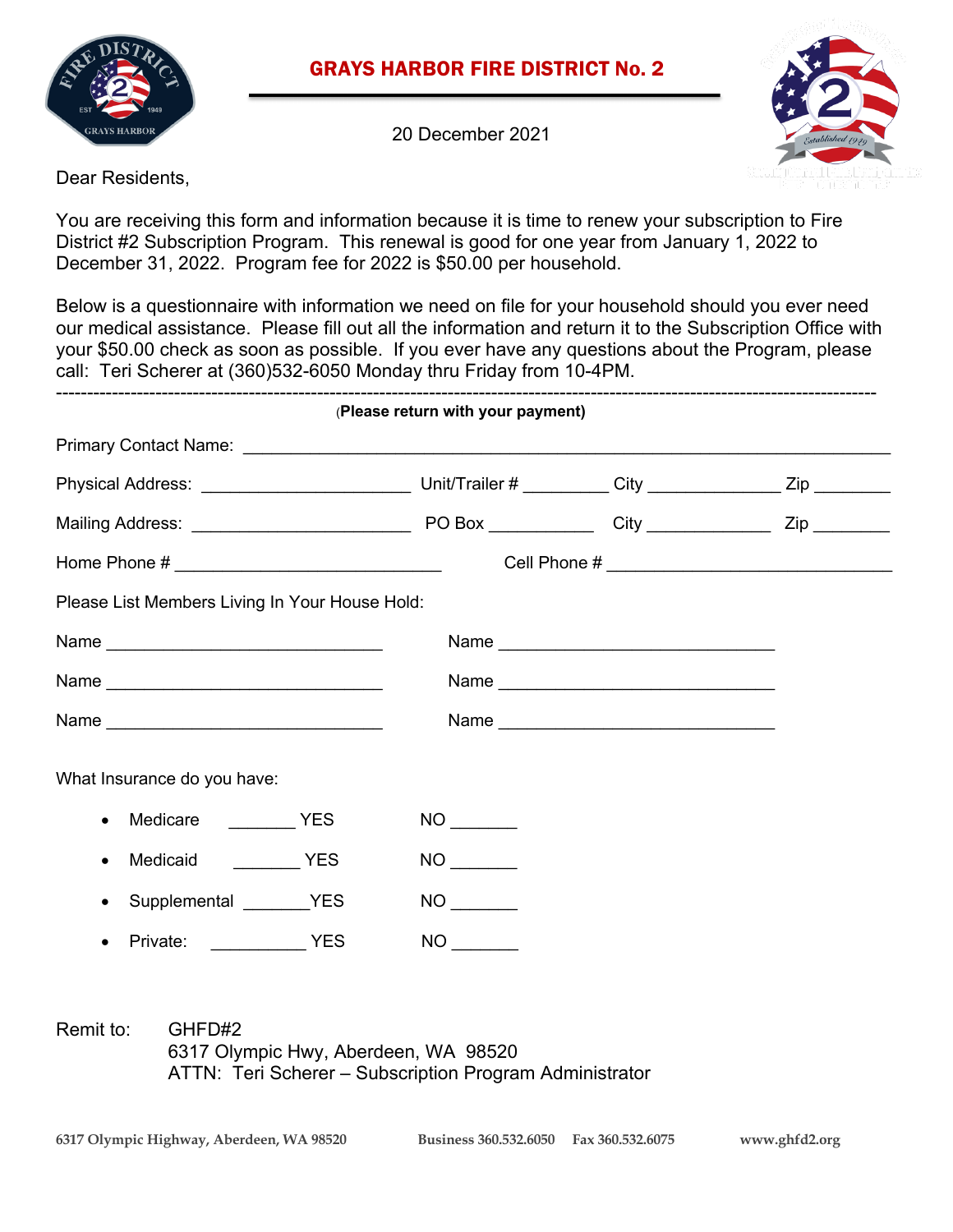# GRAYS HARBOR FIRE DISTRICT No. 2

20 December 2021

Dear Residents,

You are receiving this form and information because it is time to renew your subscription to Fire District #2 Subscription Program. This renewal is good for one year from January 1, 2022 to December 31, 2022. Program fee for 2022 is $50.00 per household.

Below is a questionnaire with information we need on file for your household should you ever need our medical assistance. Please fill out all the information and return it to the Subscription Office with your $50.00 check as soon as possible. If you ever have any questions about the Program, please call: Teri Scherer at (360)532-6050 Monday thru Friday from 10-4PM.

---

(**Please return with your payment)**

Primary Contact Name: ______________________________________________

Physical Address: ____________________ Unit/Trailer # ________ City ____________ Zip _______

Mailing Address: ____________________ PO Box _________ City ____________ Zip _______

Home Phone # _________________________ Cell Phone # ___________________________

Please List Members Living In Your House Hold:

Name ___________________________ Name ___________________________

Name ___________________________ Name ___________________________

Name ___________________________ Name ___________________________

What Insurance do you have:

- Medicare _______ YES NO _______
- Medicaid _______ YES NO _______
- Supplemental _______YES NO _______
- Private: _________ YES NO _______

Remit to: GHFD#2
6317 Olympic Hwy, Aberdeen, WA 98520
ATTN: Teri Scherer – Subscription Program Administrator

6317 Olympic Highway, Aberdeen, WA 98520 Business 360.532.6050 Fax 360.532.6075 www.ghfd2.org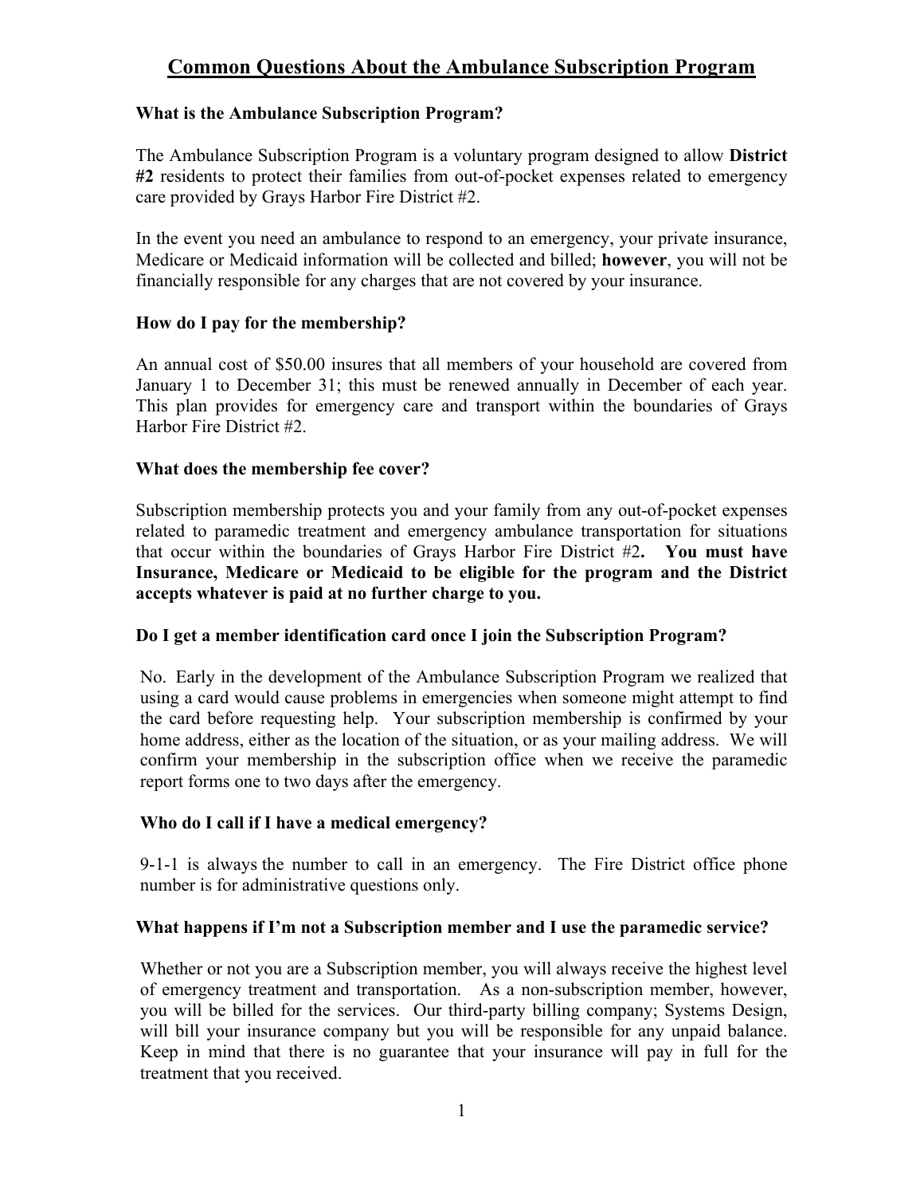# Common Questions About the Ambulance Subscription Program

**What is the Ambulance Subscription Program?**

The Ambulance Subscription Program is a voluntary program designed to allow **District #2** residents to protect their families from out-of-pocket expenses related to emergency care provided by Grays Harbor Fire District #2.

In the event you need an ambulance to respond to an emergency, your private insurance, Medicare or Medicaid information will be collected and billed; **however**, you will not be financially responsible for any charges that are not covered by your insurance.

**How do I pay for the membership?**

An annual cost of $50.00 insures that all members of your household are covered from January 1 to December 31; this must be renewed annually in December of each year. This plan provides for emergency care and transport within the boundaries of Grays Harbor Fire District #2.

**What does the membership fee cover?**

Subscription membership protects you and your family from any out-of-pocket expenses related to paramedic treatment and emergency ambulance transportation for situations that occur within the boundaries of Grays Harbor Fire District #2**. You must have Insurance, Medicare or Medicaid to be eligible for the program and the District accepts whatever is paid at no further charge to you.**

**Do I get a member identification card once I join the Subscription Program?**

No. Early in the development of the Ambulance Subscription Program we realized that using a card would cause problems in emergencies when someone might attempt to find the card before requesting help. Your subscription membership is confirmed by your home address, either as the location of the situation, or as your mailing address. We will confirm your membership in the subscription office when we receive the paramedic report forms one to two days after the emergency.

**Who do I call if I have a medical emergency?**

9-1-1 is always the number to call in an emergency. The Fire District office phone number is for administrative questions only.

**What happens if I'm not a Subscription member and I use the paramedic service?**

Whether or not you are a Subscription member, you will always receive the highest level of emergency treatment and transportation. As a non-subscription member, however, you will be billed for the services. Our third-party billing company; Systems Design, will bill your insurance company but you will be responsible for any unpaid balance. Keep in mind that there is no guarantee that your insurance will pay in full for the treatment that you received.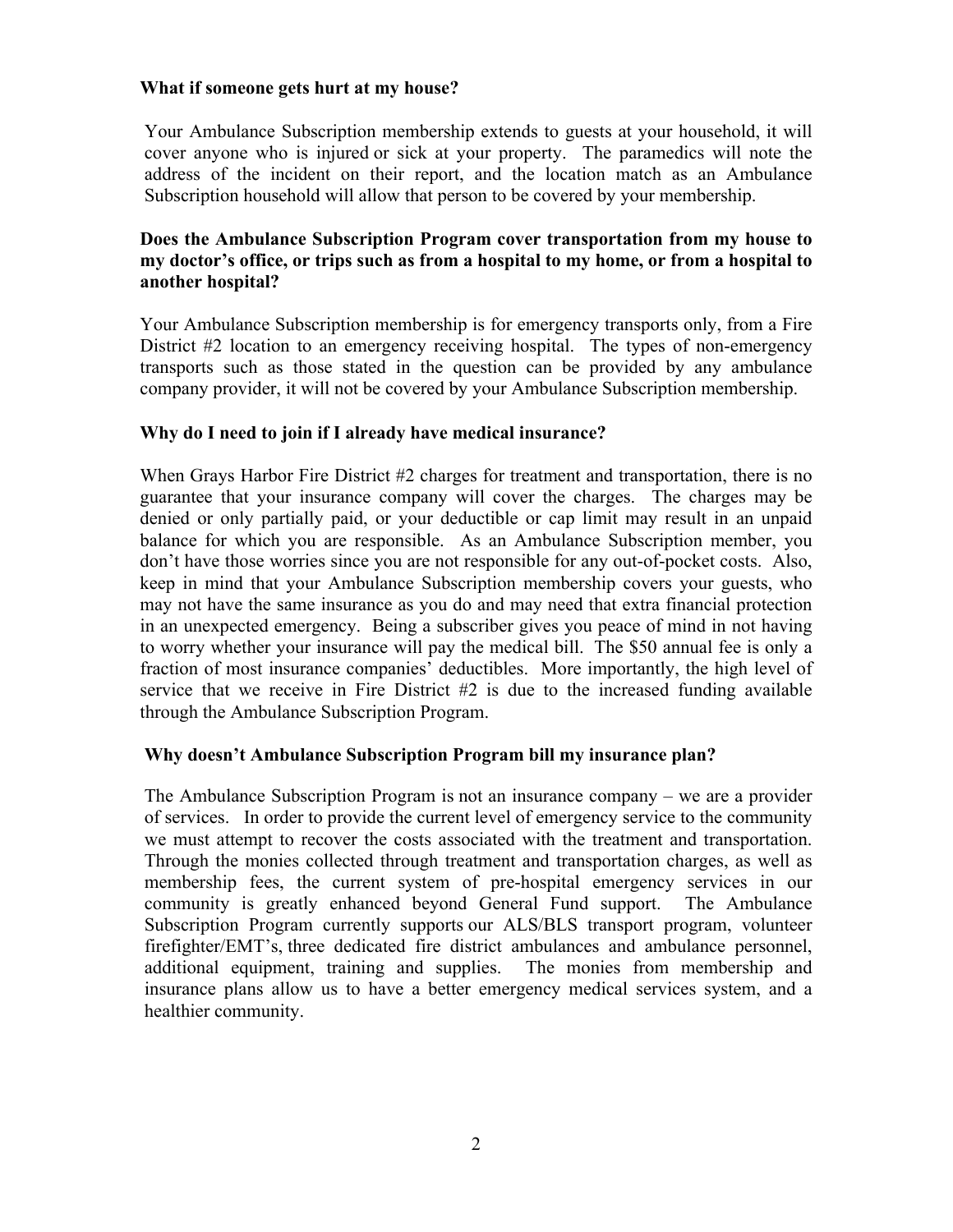**What if someone gets hurt at my house?**

Your Ambulance Subscription membership extends to guests at your household, it will cover anyone who is injured or sick at your property. The paramedics will note the address of the incident on their report, and the location match as an Ambulance Subscription household will allow that person to be covered by your membership.

**Does the Ambulance Subscription Program cover transportation from my house to my doctor's office, or trips such as from a hospital to my home, or from a hospital to another hospital?**

Your Ambulance Subscription membership is for emergency transports only, from a Fire District #2 location to an emergency receiving hospital. The types of non-emergency transports such as those stated in the question can be provided by any ambulance company provider, it will not be covered by your Ambulance Subscription membership.

**Why do I need to join if I already have medical insurance?**

When Grays Harbor Fire District #2 charges for treatment and transportation, there is no guarantee that your insurance company will cover the charges. The charges may be denied or only partially paid, or your deductible or cap limit may result in an unpaid balance for which you are responsible. As an Ambulance Subscription member, you don't have those worries since you are not responsible for any out-of-pocket costs. Also, keep in mind that your Ambulance Subscription membership covers your guests, who may not have the same insurance as you do and may need that extra financial protection in an unexpected emergency. Being a subscriber gives you peace of mind in not having to worry whether your insurance will pay the medical bill. The $50 annual fee is only a fraction of most insurance companies' deductibles. More importantly, the high level of service that we receive in Fire District #2 is due to the increased funding available through the Ambulance Subscription Program.

**Why doesn't Ambulance Subscription Program bill my insurance plan?**

The Ambulance Subscription Program is not an insurance company – we are a provider of services. In order to provide the current level of emergency service to the community we must attempt to recover the costs associated with the treatment and transportation. Through the monies collected through treatment and transportation charges, as well as membership fees, the current system of pre-hospital emergency services in our community is greatly enhanced beyond General Fund support. The Ambulance Subscription Program currently supports our ALS/BLS transport program, volunteer firefighter/EMT's, three dedicated fire district ambulances and ambulance personnel, additional equipment, training and supplies. The monies from membership and insurance plans allow us to have a better emergency medical services system, and a healthier community.